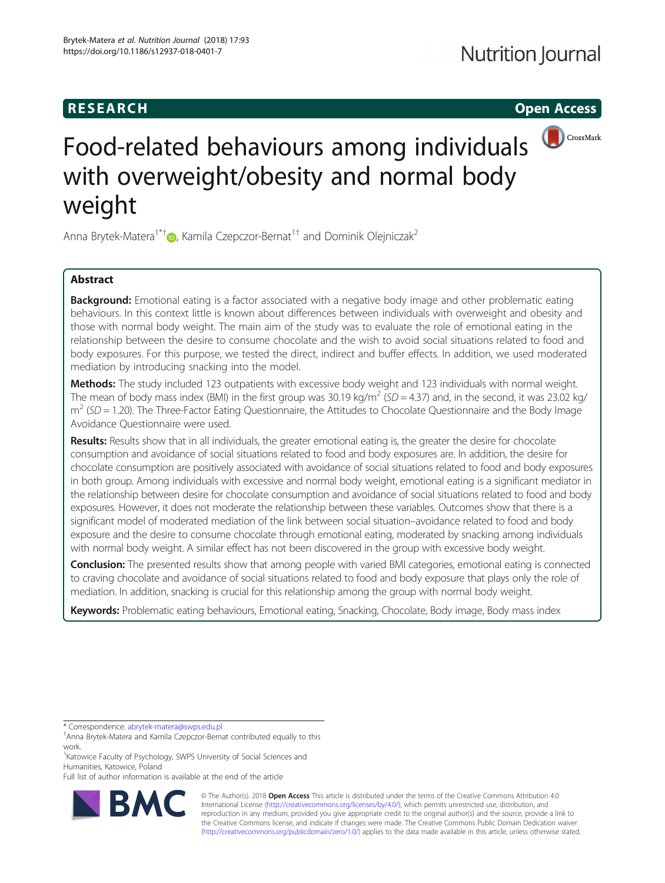RESEARCH Open Access

# Food-related behaviours among individuals with overweight/obesity and normal body weight

Anna Brytek-Matera[1*†], Kamila Czepczor-Bernat[1†] and Dominik Olejniczak[2]

## Abstract

**Background:** Emotional eating is a factor associated with a negative body image and other problematic eating behaviours. In this context little is known about differences between individuals with overweight and obesity and those with normal body weight. The main aim of the study was to evaluate the role of emotional eating in the relationship between the desire to consume chocolate and the wish to avoid social situations related to food and body exposures. For this purpose, we tested the direct, indirect and buffer effects. In addition, we used moderated mediation by introducing snacking into the model.

**Methods:** The study included 123 outpatients with excessive body weight and 123 individuals with normal weight. The mean of body mass index (BMI) in the first group was 30.19 kg/m$^2$ ($SD = 4.37$) and, in the second, it was 23.02 kg/m$^2$ ($SD = 1.20$). The Three-Factor Eating Questionnaire, the Attitudes to Chocolate Questionnaire and the Body Image Avoidance Questionnaire were used.

**Results:** Results show that in all individuals, the greater emotional eating is, the greater the desire for chocolate consumption and avoidance of social situations related to food and body exposures are. In addition, the desire for chocolate consumption are positively associated with avoidance of social situations related to food and body exposures in both group. Among individuals with excessive and normal body weight, emotional eating is a significant mediator in the relationship between desire for chocolate consumption and avoidance of social situations related to food and body exposures. However, it does not moderate the relationship between these variables. Outcomes show that there is a significant model of moderated mediation of the link between social situation–avoidance related to food and body exposure and the desire to consume chocolate through emotional eating, moderated by snacking among individuals with normal body weight. A similar effect has not been discovered in the group with excessive body weight.

**Conclusion:** The presented results show that among people with varied BMI categories, emotional eating is connected to craving chocolate and avoidance of social situations related to food and body exposure that plays only the role of mediation. In addition, snacking is crucial for this relationship among the group with normal body weight.

**Keywords:** Problematic eating behaviours, Emotional eating, Snacking, Chocolate, Body image, Body mass index

---

* Correspondence: abrytek-matera@swps.edu.pl

†Anna Brytek-Matera and Kamila Czepczor-Bernat contributed equally to this work.

[1]Katowice Faculty of Psychology, SWPS University of Social Sciences and Humanities, Katowice, Poland

Full list of author information is available at the end of the article

© The Author(s). 2018 **Open Access** This article is distributed under the terms of the Creative Commons Attribution 4.0 International License (http://creativecommons.org/licenses/by/4.0/), which permits unrestricted use, distribution, and reproduction in any medium, provided you give appropriate credit to the original author(s) and the source, provide a link to the Creative Commons license, and indicate if changes were made. The Creative Commons Public Domain Dedication waiver (http://creativecommons.org/publicdomain/zero/1.0/) applies to the data made available in this article, unless otherwise stated.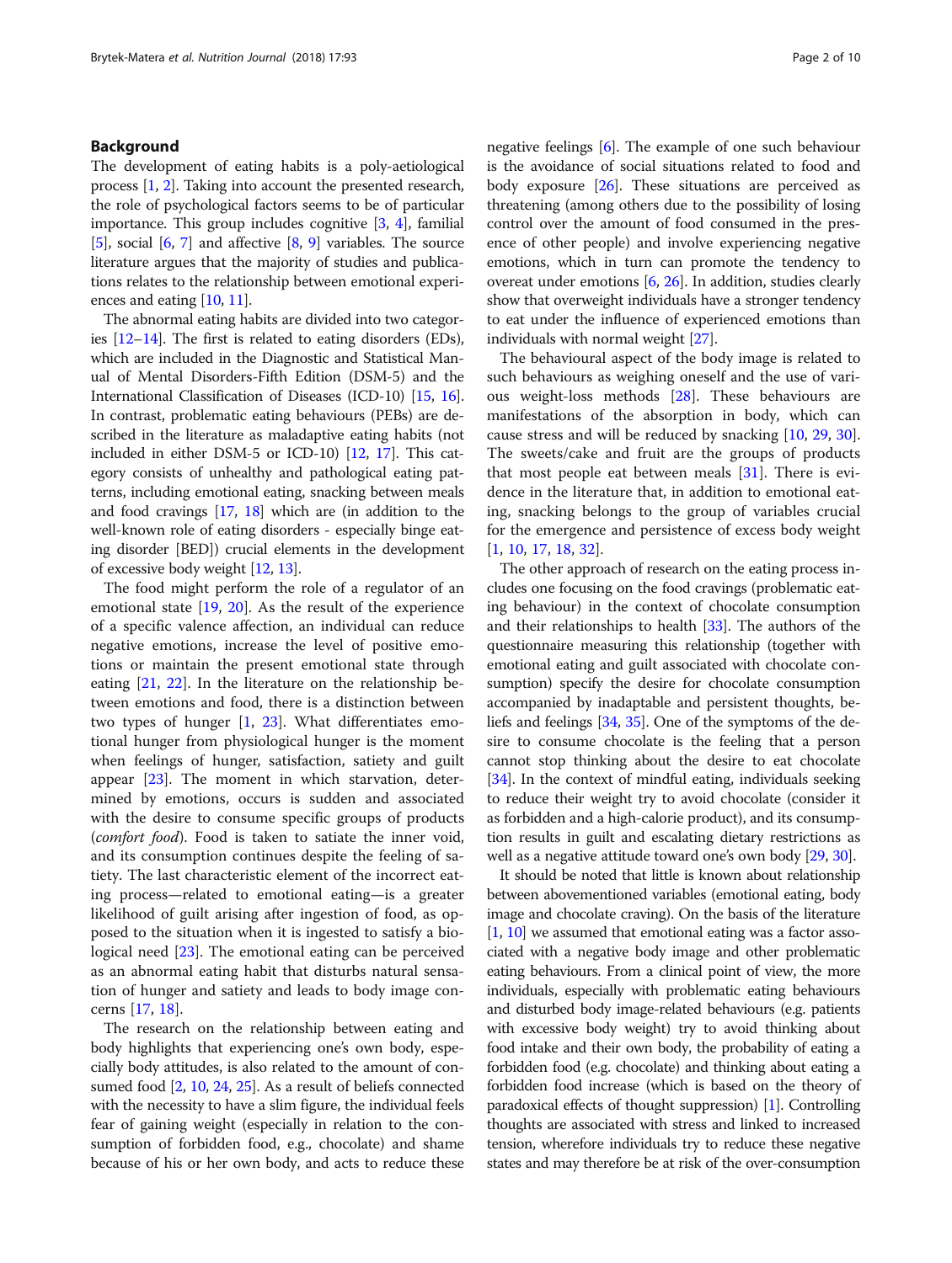## Background

The development of eating habits is a poly-aetiological process [1, 2]. Taking into account the presented research, the role of psychological factors seems to be of particular importance. This group includes cognitive [3, 4], familial [5], social [6, 7] and affective [8, 9] variables. The source literature argues that the majority of studies and publications relates to the relationship between emotional experiences and eating [10, 11].

The abnormal eating habits are divided into two categories [12–14]. The first is related to eating disorders (EDs), which are included in the Diagnostic and Statistical Manual of Mental Disorders-Fifth Edition (DSM-5) and the International Classification of Diseases (ICD-10) [15, 16]. In contrast, problematic eating behaviours (PEBs) are described in the literature as maladaptive eating habits (not included in either DSM-5 or ICD-10) [12, 17]. This category consists of unhealthy and pathological eating patterns, including emotional eating, snacking between meals and food cravings [17, 18] which are (in addition to the well-known role of eating disorders - especially binge eating disorder [BED]) crucial elements in the development of excessive body weight [12, 13].

The food might perform the role of a regulator of an emotional state [19, 20]. As the result of the experience of a specific valence affection, an individual can reduce negative emotions, increase the level of positive emotions or maintain the present emotional state through eating [21, 22]. In the literature on the relationship between emotions and food, there is a distinction between two types of hunger [1, 23]. What differentiates emotional hunger from physiological hunger is the moment when feelings of hunger, satisfaction, satiety and guilt appear [23]. The moment in which starvation, determined by emotions, occurs is sudden and associated with the desire to consume specific groups of products (*comfort food*). Food is taken to satiate the inner void, and its consumption continues despite the feeling of satiety. The last characteristic element of the incorrect eating process—related to emotional eating—is a greater likelihood of guilt arising after ingestion of food, as opposed to the situation when it is ingested to satisfy a biological need [23]. The emotional eating can be perceived as an abnormal eating habit that disturbs natural sensation of hunger and satiety and leads to body image concerns [17, 18].

The research on the relationship between eating and body highlights that experiencing one's own body, especially body attitudes, is also related to the amount of consumed food [2, 10, 24, 25]. As a result of beliefs connected with the necessity to have a slim figure, the individual feels fear of gaining weight (especially in relation to the consumption of forbidden food, e.g., chocolate) and shame because of his or her own body, and acts to reduce these negative feelings [6]. The example of one such behaviour is the avoidance of social situations related to food and body exposure [26]. These situations are perceived as threatening (among others due to the possibility of losing control over the amount of food consumed in the presence of other people) and involve experiencing negative emotions, which in turn can promote the tendency to overeat under emotions [6, 26]. In addition, studies clearly show that overweight individuals have a stronger tendency to eat under the influence of experienced emotions than individuals with normal weight [27].

The behavioural aspect of the body image is related to such behaviours as weighing oneself and the use of various weight-loss methods [28]. These behaviours are manifestations of the absorption in body, which can cause stress and will be reduced by snacking [10, 29, 30]. The sweets/cake and fruit are the groups of products that most people eat between meals [31]. There is evidence in the literature that, in addition to emotional eating, snacking belongs to the group of variables crucial for the emergence and persistence of excess body weight [1, 10, 17, 18, 32].

The other approach of research on the eating process includes one focusing on the food cravings (problematic eating behaviour) in the context of chocolate consumption and their relationships to health [33]. The authors of the questionnaire measuring this relationship (together with emotional eating and guilt associated with chocolate consumption) specify the desire for chocolate consumption accompanied by inadaptable and persistent thoughts, beliefs and feelings [34, 35]. One of the symptoms of the desire to consume chocolate is the feeling that a person cannot stop thinking about the desire to eat chocolate [34]. In the context of mindful eating, individuals seeking to reduce their weight try to avoid chocolate (consider it as forbidden and a high-calorie product), and its consumption results in guilt and escalating dietary restrictions as well as a negative attitude toward one's own body [29, 30].

It should be noted that little is known about relationship between abovementioned variables (emotional eating, body image and chocolate craving). On the basis of the literature [1, 10] we assumed that emotional eating was a factor associated with a negative body image and other problematic eating behaviours. From a clinical point of view, the more individuals, especially with problematic eating behaviours and disturbed body image-related behaviours (e.g. patients with excessive body weight) try to avoid thinking about food intake and their own body, the probability of eating a forbidden food (e.g. chocolate) and thinking about eating a forbidden food increase (which is based on the theory of paradoxical effects of thought suppression) [1]. Controlling thoughts are associated with stress and linked to increased tension, wherefore individuals try to reduce these negative states and may therefore be at risk of the over-consumption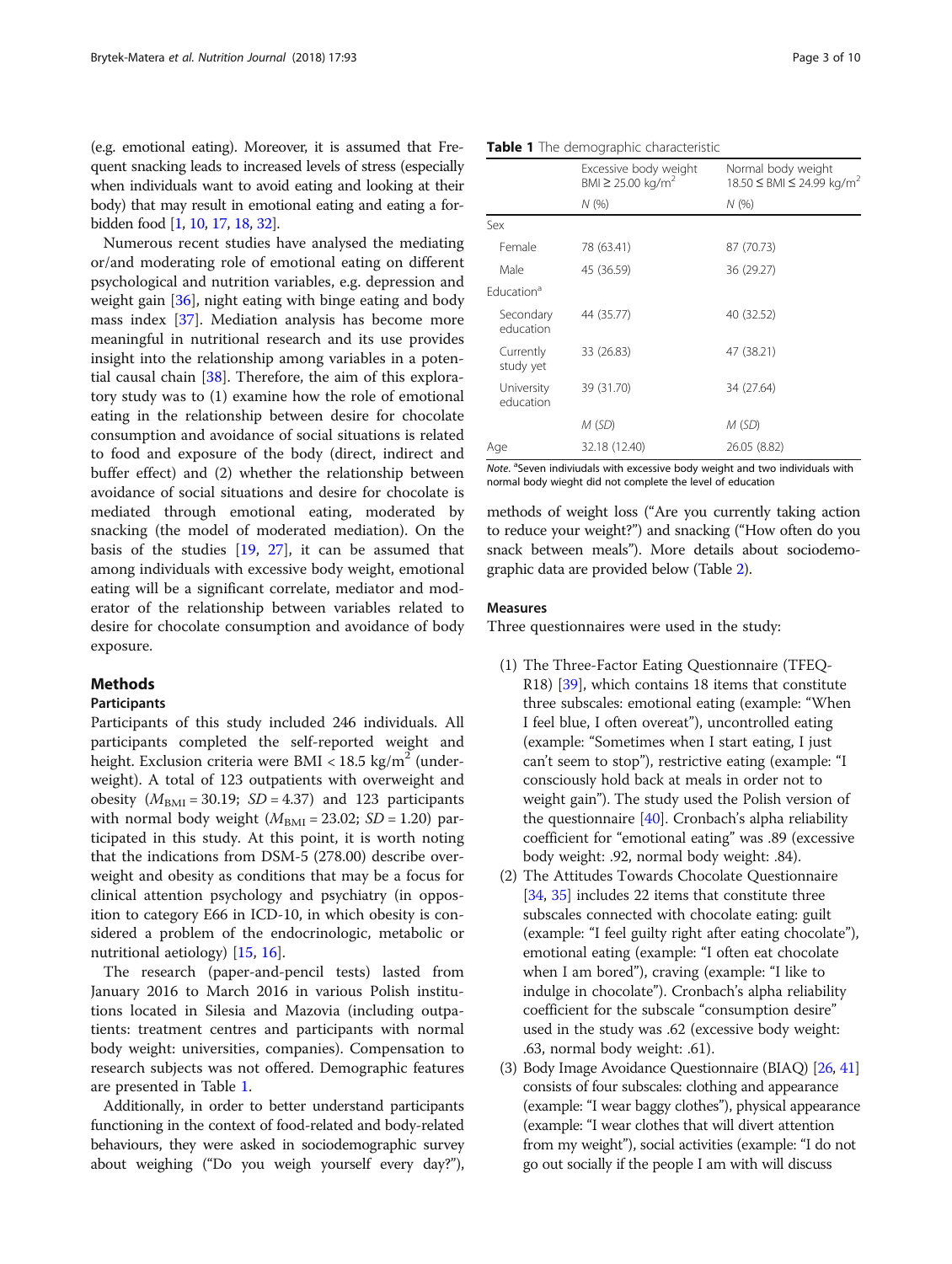(e.g. emotional eating). Moreover, it is assumed that Frequent snacking leads to increased levels of stress (especially when individuals want to avoid eating and looking at their body) that may result in emotional eating and eating a forbidden food [1, 10, 17, 18, 32].

Numerous recent studies have analysed the mediating or/and moderating role of emotional eating on different psychological and nutrition variables, e.g. depression and weight gain [36], night eating with binge eating and body mass index [37]. Mediation analysis has become more meaningful in nutritional research and its use provides insight into the relationship among variables in a potential causal chain [38]. Therefore, the aim of this exploratory study was to (1) examine how the role of emotional eating in the relationship between desire for chocolate consumption and avoidance of social situations is related to food and exposure of the body (direct, indirect and buffer effect) and (2) whether the relationship between avoidance of social situations and desire for chocolate is mediated through emotional eating, moderated by snacking (the model of moderated mediation). On the basis of the studies [19, 27], it can be assumed that among individuals with excessive body weight, emotional eating will be a significant correlate, mediator and moderator of the relationship between variables related to desire for chocolate consumption and avoidance of body exposure.

## Methods

### Participants

Participants of this study included 246 individuals. All participants completed the self-reported weight and height. Exclusion criteria were BMI < 18.5 kg/m$^2$ (underweight). A total of 123 outpatients with overweight and obesity ($M_{BMI}$ = 30.19; $SD$ = 4.37) and 123 participants with normal body weight ($M_{BMI}$ = 23.02; $SD$ = 1.20) participated in this study. At this point, it is worth noting that the indications from DSM-5 (278.00) describe overweight and obesity as conditions that may be a focus for clinical attention psychology and psychiatry (in opposition to category E66 in ICD-10, in which obesity is considered a problem of the endocrinologic, metabolic or nutritional aetiology) [15, 16].

The research (paper-and-pencil tests) lasted from January 2016 to March 2016 in various Polish institutions located in Silesia and Mazovia (including outpatients: treatment centres and participants with normal body weight: universities, companies). Compensation to research subjects was not offered. Demographic features are presented in Table 1.

Additionally, in order to better understand participants functioning in the context of food-related and body-related behaviours, they were asked in sociodemographic survey about weighing ("Do you weigh yourself every day?"), methods of weight loss ("Are you currently taking action to reduce your weight?") and snacking ("How often do you snack between meals"). More details about sociodemographic data are provided below (Table 2).

**Table 1** The demographic characteristic

| | Excessive body weight BMI ≥ 25.00 kg/m$^2$ | Normal body weight 18.50 ≤ BMI ≤ 24.99 kg/m$^2$ |
|---|---|---|
| | *N* (%) | *N* (%) |
| Sex | | |
| Female | 78 (63.41) | 87 (70.73) |
| Male | 45 (36.59) | 36 (29.27) |
| Education[a] | | |
| Secondary education | 44 (35.77) | 40 (32.52) |
| Currently study yet | 33 (26.83) | 47 (38.21) |
| University education | 39 (31.70) | 34 (27.64) |
| | *M* (*SD*) | *M* (*SD*) |
| Age | 32.18 (12.40) | 26.05 (8.82) |

*Note.* [a]Seven indiviuduals with excessive body weight and two individuals with normal body wieght did not complete the level of education

### Measures

Three questionnaires were used in the study:

1. The Three-Factor Eating Questionnaire (TFEQ-R18) [39], which contains 18 items that constitute three subscales: emotional eating (example: "When I feel blue, I often overeat"), uncontrolled eating (example: "Sometimes when I start eating, I just can't seem to stop"), restrictive eating (example: "I consciously hold back at meals in order not to weight gain"). The study used the Polish version of the questionnaire [40]. Cronbach's alpha reliability coefficient for "emotional eating" was .89 (excessive body weight: .92, normal body weight: .84).
2. The Attitudes Towards Chocolate Questionnaire [34, 35] includes 22 items that constitute three subscales connected with chocolate eating: guilt (example: "I feel guilty right after eating chocolate"), emotional eating (example: "I often eat chocolate when I am bored"), craving (example: "I like to indulge in chocolate"). Cronbach's alpha reliability coefficient for the subscale "consumption desire" used in the study was .62 (excessive body weight: .63, normal body weight: .61).
3. Body Image Avoidance Questionnaire (BIAQ) [26, 41] consists of four subscales: clothing and appearance (example: "I wear baggy clothes"), physical appearance (example: "I wear clothes that will divert attention from my weight"), social activities (example: "I do not go out socially if the people I am with will discuss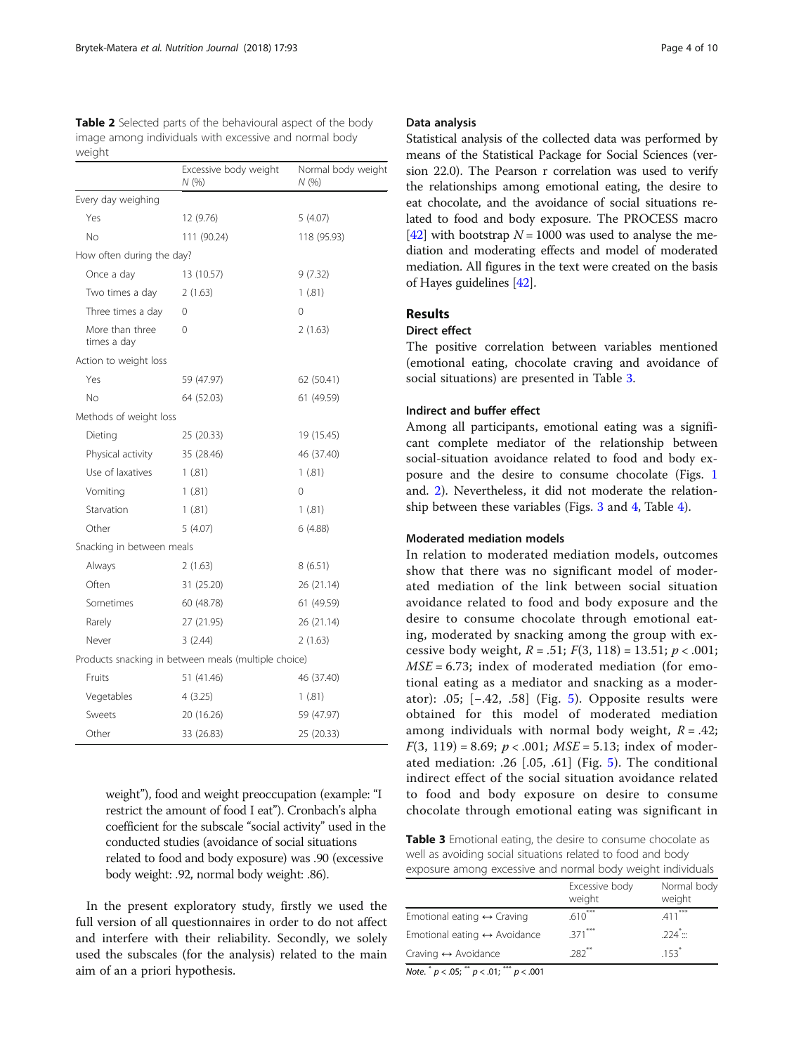**Table 2** Selected parts of the behavioural aspect of the body image among individuals with excessive and normal body weight

| | Excessive body weight N (%) | Normal body weight N (%) |
|---|---|---|
| Every day weighing | | |
| Yes | 12 (9.76) | 5 (4.07) |
| No | 111 (90.24) | 118 (95.93) |
| How often during the day? | | |
| Once a day | 13 (10.57) | 9 (7.32) |
| Two times a day | 2 (1.63) | 1 (.81) |
| Three times a day | 0 | 0 |
| More than three times a day | 0 | 2 (1.63) |
| Action to weight loss | | |
| Yes | 59 (47.97) | 62 (50.41) |
| No | 64 (52.03) | 61 (49.59) |
| Methods of weight loss | | |
| Dieting | 25 (20.33) | 19 (15.45) |
| Physical activity | 35 (28.46) | 46 (37.40) |
| Use of laxatives | 1 (.81) | 1 (.81) |
| Vomiting | 1 (.81) | 0 |
| Starvation | 1 (.81) | 1 (.81) |
| Other | 5 (4.07) | 6 (4.88) |
| Snacking in between meals | | |
| Always | 2 (1.63) | 8 (6.51) |
| Often | 31 (25.20) | 26 (21.14) |
| Sometimes | 60 (48.78) | 61 (49.59) |
| Rarely | 27 (21.95) | 26 (21.14) |
| Never | 3 (2.44) | 2 (1.63) |
| Products snacking in between meals (multiple choice) | | |
| Fruits | 51 (41.46) | 46 (37.40) |
| Vegetables | 4 (3.25) | 1 (.81) |
| Sweets | 20 (16.26) | 59 (47.97) |
| Other | 33 (26.83) | 25 (20.33) |

weight"), food and weight preoccupation (example: "I restrict the amount of food I eat"). Cronbach's alpha coefficient for the subscale "social activity" used in the conducted studies (avoidance of social situations related to food and body exposure) was .90 (excessive body weight: .92, normal body weight: .86).

In the present exploratory study, firstly we used the full version of all questionnaires in order to do not affect and interfere with their reliability. Secondly, we solely used the subscales (for the analysis) related to the main aim of an a priori hypothesis.

### Data analysis

Statistical analysis of the collected data was performed by means of the Statistical Package for Social Sciences (version 22.0). The Pearson r correlation was used to verify the relationships among emotional eating, the desire to eat chocolate, and the avoidance of social situations related to food and body exposure. The PROCESS macro [42] with bootstrap $N = 1000$ was used to analyse the mediation and moderating effects and model of moderated mediation. All figures in the text were created on the basis of Hayes guidelines [42].

## Results

### Direct effect

The positive correlation between variables mentioned (emotional eating, chocolate craving and avoidance of social situations) are presented in Table 3.

### Indirect and buffer effect

Among all participants, emotional eating was a significant complete mediator of the relationship between social-situation avoidance related to food and body exposure and the desire to consume chocolate (Figs. 1 and. 2). Nevertheless, it did not moderate the relationship between these variables (Figs. 3 and 4, Table 4).

### Moderated mediation models

In relation to moderated mediation models, outcomes show that there was no significant model of moderated mediation of the link between social situation avoidance related to food and body exposure and the desire to consume chocolate through emotional eating, moderated by snacking among the group with excessive body weight, $R = .51$; $F(3, 118) = 13.51$; $p < .001$; $MSE = 6.73$; index of moderated mediation (for emotional eating as a mediator and snacking as a moderator): .05; [−.42, .58] (Fig. 5). Opposite results were obtained for this model of moderated mediation among individuals with normal body weight, $R = .42$; $F(3, 119) = 8.69$; $p < .001$; $MSE = 5.13$; index of moderated mediation: .26 [.05, .61] (Fig. 5). The conditional indirect effect of the social situation avoidance related to food and body exposure on desire to consume chocolate through emotional eating was significant in

**Table 3** Emotional eating, the desire to consume chocolate as well as avoiding social situations related to food and body exposure among excessive and normal body weight individuals

| | Excessive body weight | Normal body weight |
|---|---|---|
| Emotional eating ↔ Craving | .610*** | .411*** |
| Emotional eating ↔ Avoidance | .371*** | .224* |
| Craving ↔ Avoidance | .282** | .153* |

*Note.* * $p < .05$; ** $p < .01$; *** $p < .001$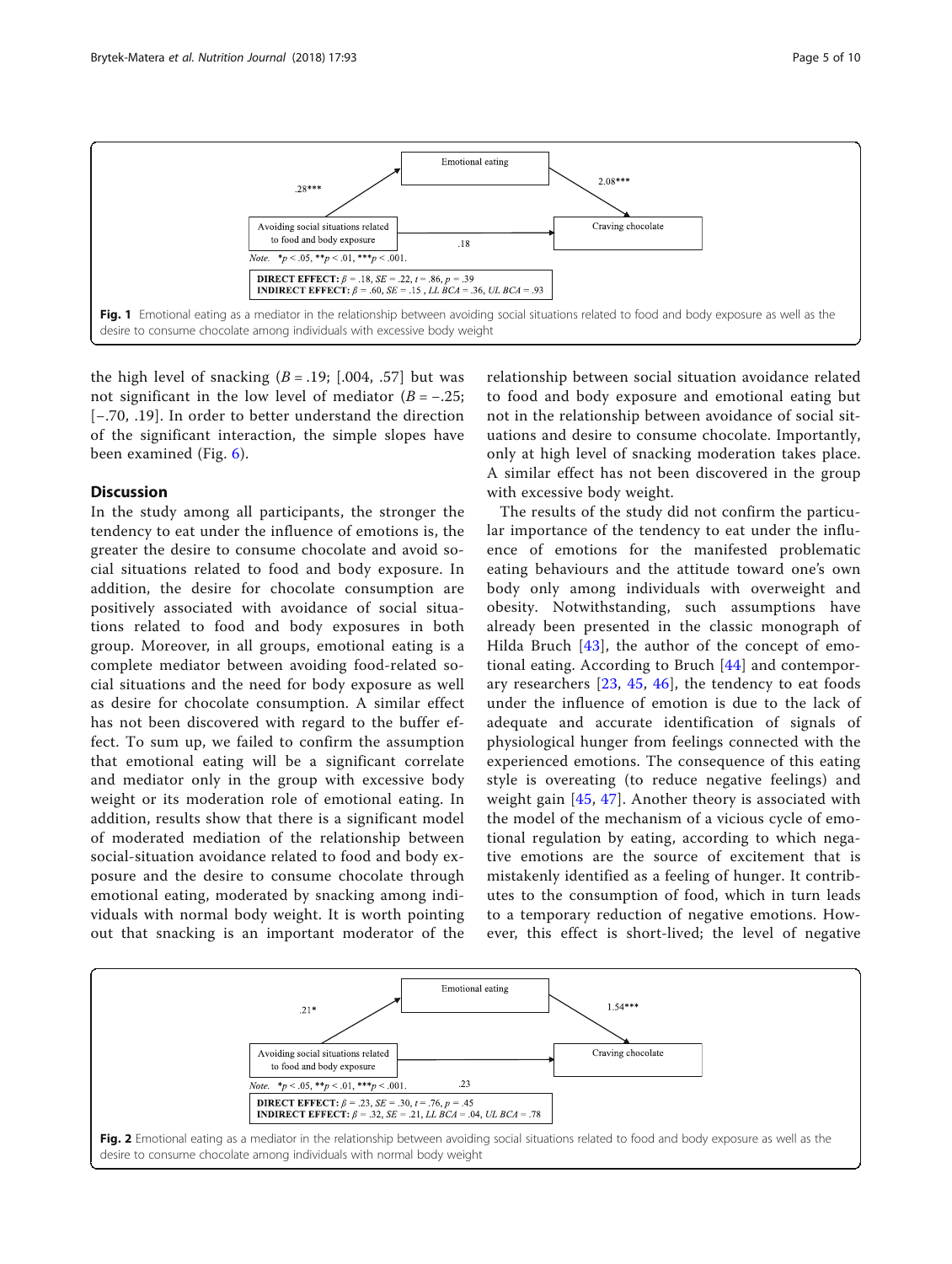Emotional eating

.28***

2.08***

Avoiding social situations related to food and body exposure

.18

Craving chocolate

*Note.* *$p < .05$, **$p < .01$, ***$p < .001$.

**DIRECT EFFECT:** $\beta = .18$, $SE = .22$, $t = .86$, $p = .39$
**INDIRECT EFFECT:** $\beta = .60$, $SE = .15$, $LL\ BCA = .36$, $UL\ BCA = .93$

**Fig. 1** Emotional eating as a mediator in the relationship between avoiding social situations related to food and body exposure as well as the desire to consume chocolate among individuals with excessive body weight

the high level of snacking ($B = .19$; [.004, .57] but was not significant in the low level of mediator ($B = -.25$; [−.70, .19]. In order to better understand the direction of the significant interaction, the simple slopes have been examined (Fig. 6).

## Discussion

In the study among all participants, the stronger the tendency to eat under the influence of emotions is, the greater the desire to consume chocolate and avoid social situations related to food and body exposure. In addition, the desire for chocolate consumption are positively associated with avoidance of social situations related to food and body exposures in both group. Moreover, in all groups, emotional eating is a complete mediator between avoiding food-related social situations and the need for body exposure as well as desire for chocolate consumption. A similar effect has not been discovered with regard to the buffer effect. To sum up, we failed to confirm the assumption that emotional eating will be a significant correlate and mediator only in the group with excessive body weight or its moderation role of emotional eating. In addition, results show that there is a significant model of moderated mediation of the relationship between social-situation avoidance related to food and body exposure and the desire to consume chocolate through emotional eating, moderated by snacking among individuals with normal body weight. It is worth pointing out that snacking is an important moderator of the relationship between social situation avoidance related to food and body exposure and emotional eating but not in the relationship between avoidance of social situations and desire to consume chocolate. Importantly, only at high level of snacking moderation takes place. A similar effect has not been discovered in the group with excessive body weight.

The results of the study did not confirm the particular importance of the tendency to eat under the influence of emotions for the manifested problematic eating behaviours and the attitude toward one's own body only among individuals with overweight and obesity. Notwithstanding, such assumptions have already been presented in the classic monograph of Hilda Bruch [43], the author of the concept of emotional eating. According to Bruch [44] and contemporary researchers [23, 45, 46], the tendency to eat foods under the influence of emotion is due to the lack of adequate and accurate identification of signals of physiological hunger from feelings connected with the experienced emotions. The consequence of this eating style is overeating (to reduce negative feelings) and weight gain [45, 47]. Another theory is associated with the model of the mechanism of a vicious cycle of emotional regulation by eating, according to which negative emotions are the source of excitement that is mistakenly identified as a feeling of hunger. It contributes to the consumption of food, which in turn leads to a temporary reduction of negative emotions. However, this effect is short-lived; the level of negative

Emotional eating

.21*

1.54***

Avoiding social situations related to food and body exposure

.23

Craving chocolate

*Note.* *$p < .05$, **$p < .01$, ***$p < .001$.

**DIRECT EFFECT:** $\beta = .23$, $SE = .30$, $t = .76$, $p = .45$
**INDIRECT EFFECT:** $\beta = .32$, $SE = .21$, $LL\ BCA = .04$, $UL\ BCA = .78$

**Fig. 2** Emotional eating as a mediator in the relationship between avoiding social situations related to food and body exposure as well as the desire to consume chocolate among individuals with normal body weight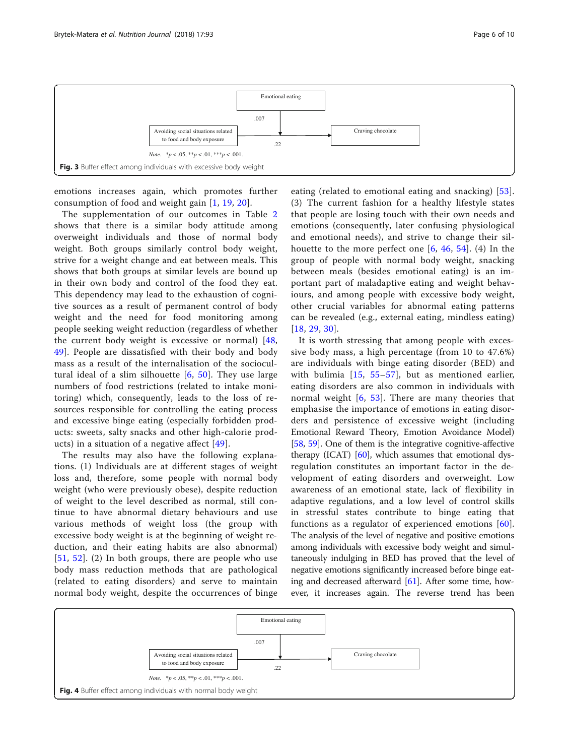Emotional eating

.007

Avoiding social situations related to food and body exposure → Craving chocolate

.22

*Note.* \*$p < .05$, \*\*$p < .01$, \*\*\*$p < .001$.

**Fig. 3** Buffer effect among individuals with excessive body weight

emotions increases again, which promotes further consumption of food and weight gain [1, 19, 20].

The supplementation of our outcomes in Table 2 shows that there is a similar body attitude among overweight individuals and those of normal body weight. Both groups similarly control body weight, strive for a weight change and eat between meals. This shows that both groups at similar levels are bound up in their own body and control of the food they eat. This dependency may lead to the exhaustion of cognitive sources as a result of permanent control of body weight and the need for food monitoring among people seeking weight reduction (regardless of whether the current body weight is excessive or normal) [48, 49]. People are dissatisfied with their body and body mass as a result of the internalisation of the sociocultural ideal of a slim silhouette [6, 50]. They use large numbers of food restrictions (related to intake monitoring) which, consequently, leads to the loss of resources responsible for controlling the eating process and excessive binge eating (especially forbidden products: sweets, salty snacks and other high-calorie products) in a situation of a negative affect [49].

The results may also have the following explanations. (1) Individuals are at different stages of weight loss and, therefore, some people with normal body weight (who were previously obese), despite reduction of weight to the level described as normal, still continue to have abnormal dietary behaviours and use various methods of weight loss (the group with excessive body weight is at the beginning of weight reduction, and their eating habits are also abnormal) [51, 52]. (2) In both groups, there are people who use body mass reduction methods that are pathological (related to eating disorders) and serve to maintain normal body weight, despite the occurrences of binge eating (related to emotional eating and snacking) [53]. (3) The current fashion for a healthy lifestyle states that people are losing touch with their own needs and emotions (consequently, later confusing physiological and emotional needs), and strive to change their silhouette to the more perfect one [6, 46, 54]. (4) In the group of people with normal body weight, snacking between meals (besides emotional eating) is an important part of maladaptive eating and weight behaviours, and among people with excessive body weight, other crucial variables for abnormal eating patterns can be revealed (e.g., external eating, mindless eating) [18, 29, 30].

It is worth stressing that among people with excessive body mass, a high percentage (from 10 to 47.6%) are individuals with binge eating disorder (BED) and with bulimia [15, 55–57], but as mentioned earlier, eating disorders are also common in individuals with normal weight [6, 53]. There are many theories that emphasise the importance of emotions in eating disorders and persistence of excessive weight (including Emotional Reward Theory, Emotion Avoidance Model) [58, 59]. One of them is the integrative cognitive-affective therapy (ICAT) [60], which assumes that emotional dysregulation constitutes an important factor in the development of eating disorders and overweight. Low awareness of an emotional state, lack of flexibility in adaptive regulations, and a low level of control skills in stressful states contribute to binge eating that functions as a regulator of experienced emotions [60]. The analysis of the level of negative and positive emotions among individuals with excessive body weight and simultaneously indulging in BED has proved that the level of negative emotions significantly increased before binge eating and decreased afterward [61]. After some time, however, it increases again. The reverse trend has been

Emotional eating

.007

Avoiding social situations related to food and body exposure → Craving chocolate

.22

*Note.* \*$p < .05$, \*\*$p < .01$, \*\*\*$p < .001$.

**Fig. 4** Buffer effect among individuals with normal body weight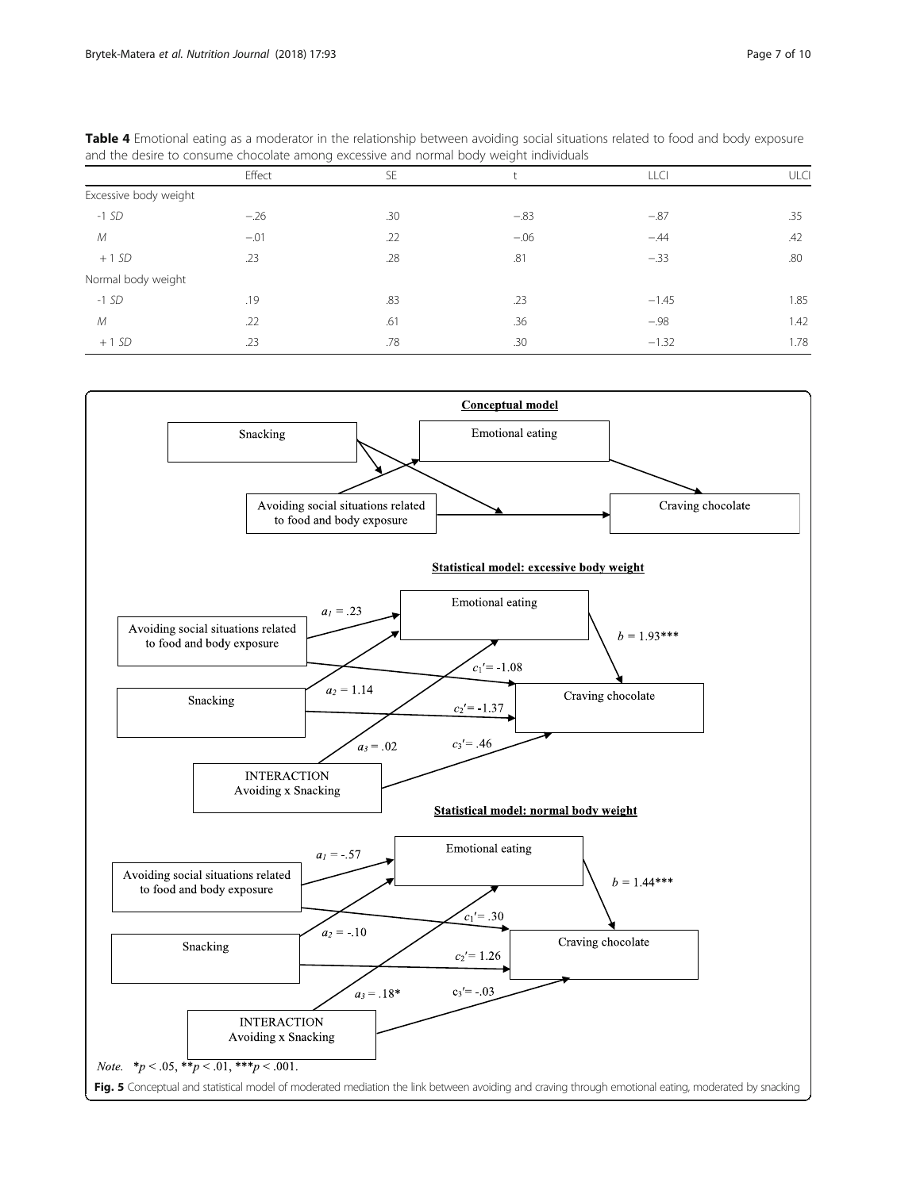**Table 4** Emotional eating as a moderator in the relationship between avoiding social situations related to food and body exposure and the desire to consume chocolate among excessive and normal body weight individuals

| | Effect | SE | t | LLCI | ULCI |
|---|---|---|---|---|---|
| Excessive body weight | | | | | |
| -1 *SD* | −.26 | .30 | −.83 | −.87 | .35 |
| *M* | −.01 | .22 | −.06 | −.44 | .42 |
| + 1 *SD* | .23 | .28 | .81 | −.33 | .80 |
| Normal body weight | | | | | |
| -1 *SD* | .19 | .83 | .23 | −1.45 | 1.85 |
| *M* | .22 | .61 | .36 | −.98 | 1.42 |
| + 1 *SD* | .23 | .78 | .30 | −1.32 | 1.78 |

**Conceptual model**

Snacking; Emotional eating; Avoiding social situations related to food and body exposure; Craving chocolate

**Statistical model: excessive body weight**

Avoiding social situations related to food and body exposure; Snacking; INTERACTION Avoiding x Snacking; Emotional eating; Craving chocolate

$a_1 = .23$, $a_2 = 1.14$, $a_3 = .02$, $b = 1.93$***, $c_1' = -1.08$, $c_2' = -1.37$, $c_3' = .46$

**Statistical model: normal body weight**

Avoiding social situations related to food and body exposure; Snacking; INTERACTION Avoiding x Snacking; Emotional eating; Craving chocolate

$a_1 = -.57$, $a_2 = -.10$, $a_3 = .18$*, $b = 1.44$***, $c_1' = .30$, $c_2' = 1.26$, $c_3' = -.03$

*Note.* *$p < .05$, **$p < .01$, ***$p < .001$.

**Fig. 5** Conceptual and statistical model of moderated mediation the link between avoiding and craving through emotional eating, moderated by snacking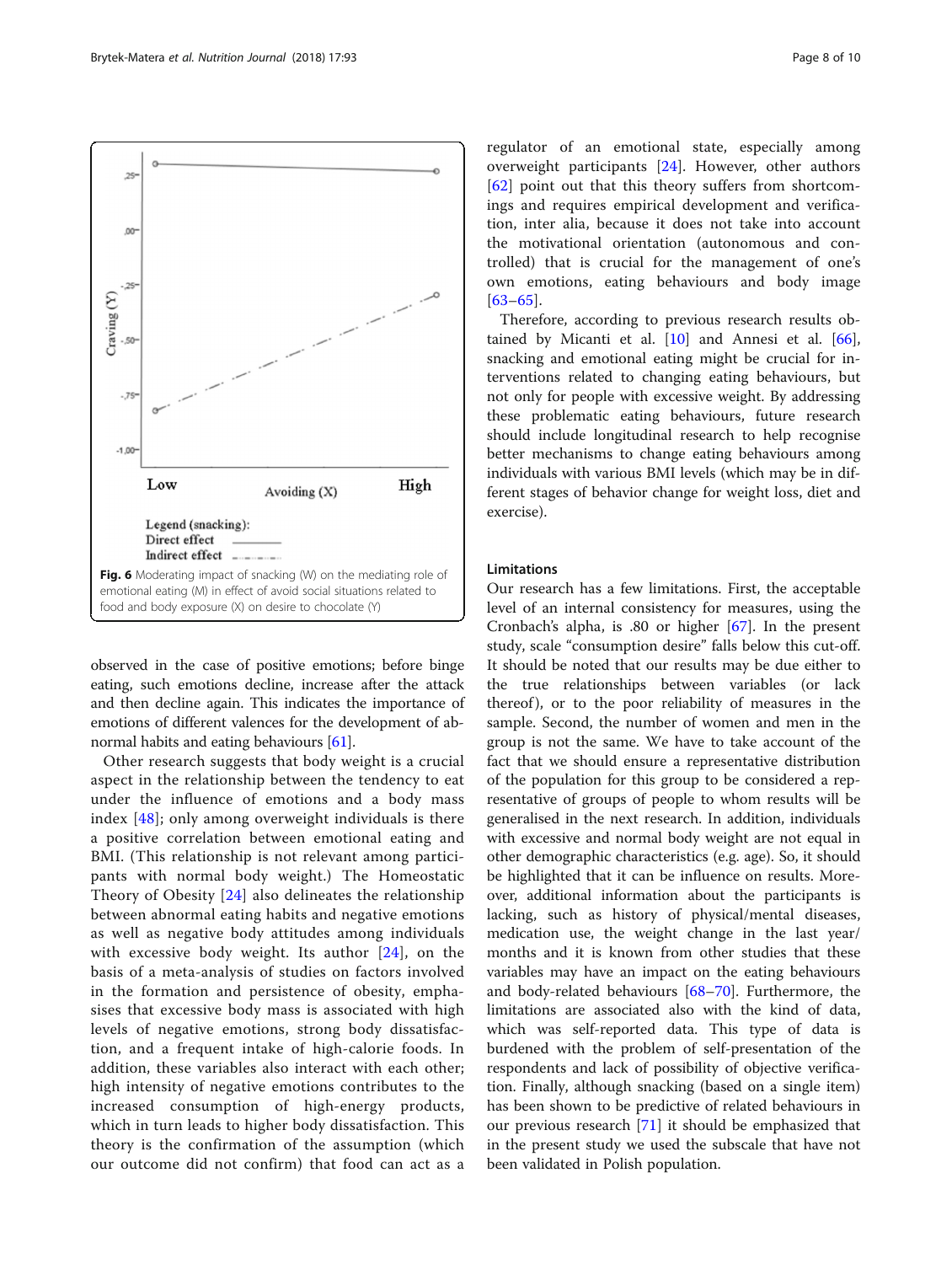Fig. 6 Moderating impact of snacking (W) on the mediating role of emotional eating (M) in effect of avoid social situations related to food and body exposure (X) on desire to chocolate (Y)

observed in the case of positive emotions; before binge eating, such emotions decline, increase after the attack and then decline again. This indicates the importance of emotions of different valences for the development of abnormal habits and eating behaviours [61].

Other research suggests that body weight is a crucial aspect in the relationship between the tendency to eat under the influence of emotions and a body mass index [48]; only among overweight individuals is there a positive correlation between emotional eating and BMI. (This relationship is not relevant among participants with normal body weight.) The Homeostatic Theory of Obesity [24] also delineates the relationship between abnormal eating habits and negative emotions as well as negative body attitudes among individuals with excessive body weight. Its author [24], on the basis of a meta-analysis of studies on factors involved in the formation and persistence of obesity, emphasises that excessive body mass is associated with high levels of negative emotions, strong body dissatisfaction, and a frequent intake of high-calorie foods. In addition, these variables also interact with each other; high intensity of negative emotions contributes to the increased consumption of high-energy products, which in turn leads to higher body dissatisfaction. This theory is the confirmation of the assumption (which our outcome did not confirm) that food can act as a regulator of an emotional state, especially among overweight participants [24]. However, other authors [62] point out that this theory suffers from shortcomings and requires empirical development and verification, inter alia, because it does not take into account the motivational orientation (autonomous and controlled) that is crucial for the management of one's own emotions, eating behaviours and body image [63–65].

Therefore, according to previous research results obtained by Micanti et al. [10] and Annesi et al. [66], snacking and emotional eating might be crucial for interventions related to changing eating behaviours, but not only for people with excessive weight. By addressing these problematic eating behaviours, future research should include longitudinal research to help recognise better mechanisms to change eating behaviours among individuals with various BMI levels (which may be in different stages of behavior change for weight loss, diet and exercise).

## Limitations

Our research has a few limitations. First, the acceptable level of an internal consistency for measures, using the Cronbach's alpha, is .80 or higher [67]. In the present study, scale "consumption desire" falls below this cut-off. It should be noted that our results may be due either to the true relationships between variables (or lack thereof), or to the poor reliability of measures in the sample. Second, the number of women and men in the group is not the same. We have to take account of the fact that we should ensure a representative distribution of the population for this group to be considered a representative of groups of people to whom results will be generalised in the next research. In addition, individuals with excessive and normal body weight are not equal in other demographic characteristics (e.g. age). So, it should be highlighted that it can be influence on results. Moreover, additional information about the participants is lacking, such as history of physical/mental diseases, medication use, the weight change in the last year/ months and it is known from other studies that these variables may have an impact on the eating behaviours and body-related behaviours [68–70]. Furthermore, the limitations are associated also with the kind of data, which was self-reported data. This type of data is burdened with the problem of self-presentation of the respondents and lack of possibility of objective verification. Finally, although snacking (based on a single item) has been shown to be predictive of related behaviours in our previous research [71] it should be emphasized that in the present study we used the subscale that have not been validated in Polish population.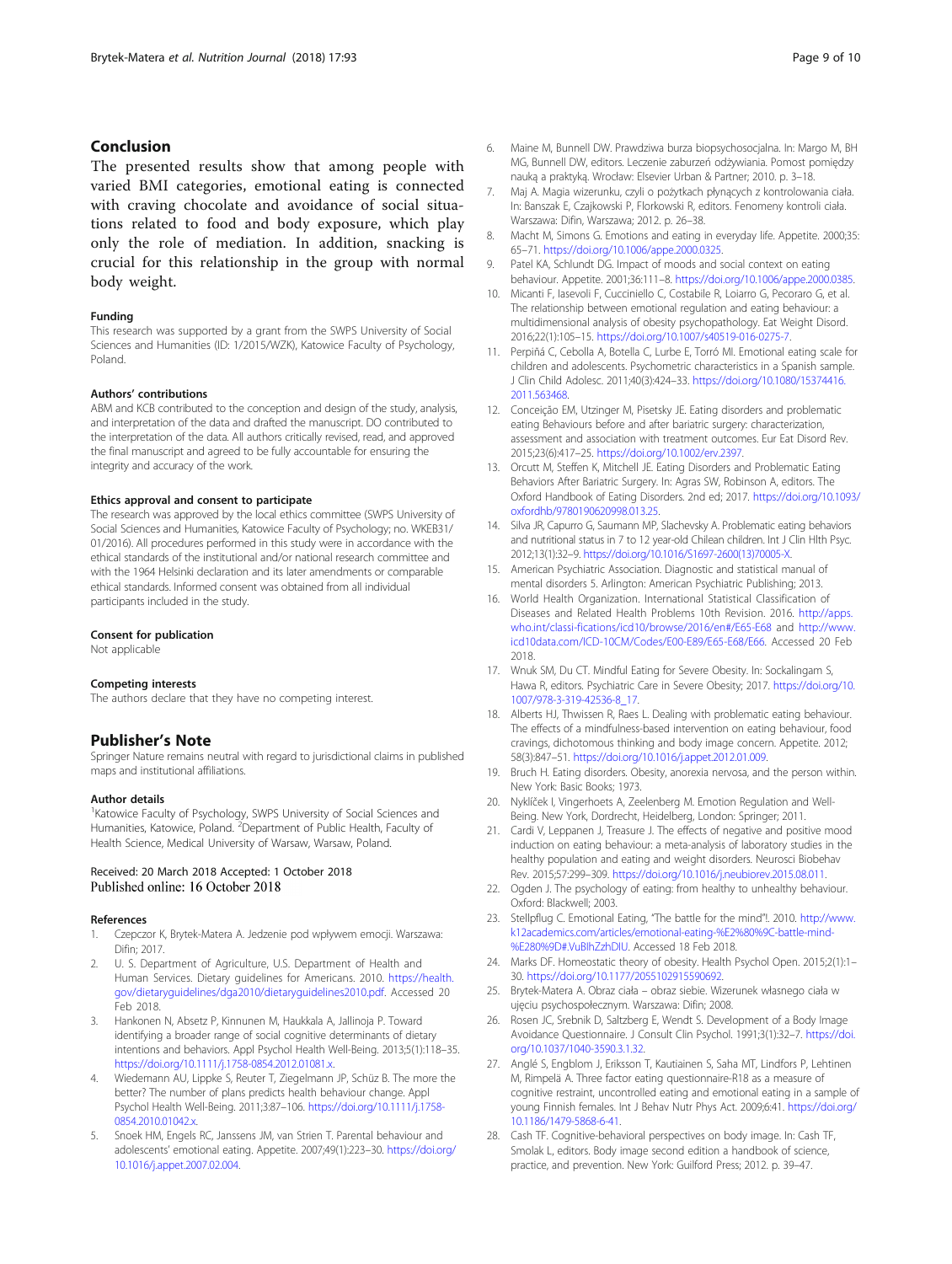## Conclusion

The presented results show that among people with varied BMI categories, emotional eating is connected with craving chocolate and avoidance of social situations related to food and body exposure, which play only the role of mediation. In addition, snacking is crucial for this relationship in the group with normal body weight.

#### Funding

This research was supported by a grant from the SWPS University of Social Sciences and Humanities (ID: 1/2015/WZK), Katowice Faculty of Psychology, Poland.

#### Authors' contributions

ABM and KCB contributed to the conception and design of the study, analysis, and interpretation of the data and drafted the manuscript. DO contributed to the interpretation of the data. All authors critically revised, read, and approved the final manuscript and agreed to be fully accountable for ensuring the integrity and accuracy of the work.

#### Ethics approval and consent to participate

The research was approved by the local ethics committee (SWPS University of Social Sciences and Humanities, Katowice Faculty of Psychology; no. WKEB31/01/2016). All procedures performed in this study were in accordance with the ethical standards of the institutional and/or national research committee and with the 1964 Helsinki declaration and its later amendments or comparable ethical standards. Informed consent was obtained from all individual participants included in the study.

#### Consent for publication

Not applicable

#### Competing interests

The authors declare that they have no competing interest.

## Publisher's Note

Springer Nature remains neutral with regard to jurisdictional claims in published maps and institutional affiliations.

#### Author details

[1]Katowice Faculty of Psychology, SWPS University of Social Sciences and Humanities, Katowice, Poland. [2]Department of Public Health, Faculty of Health Science, Medical University of Warsaw, Warsaw, Poland.

Received: 20 March 2018 Accepted: 1 October 2018
Published online: 16 October 2018

#### References

1. Czepczor K, Brytek-Matera A. Jedzenie pod wpływem emocji. Warszawa: Difin; 2017.
2. U. S. Department of Agriculture, U.S. Department of Health and Human Services. Dietary guidelines for Americans. 2010. https://health.gov/dietaryguidelines/dga2010/dietaryguidelines2010.pdf. Accessed 20 Feb 2018.
3. Hankonen N, Absetz P, Kinnunen M, Haukkala A, Jallinoja P. Toward identifying a broader range of social cognitive determinants of dietary intentions and behaviors. Appl Psychol Health Well-Being. 2013;5(1):118–35. https://doi.org/10.1111/j.1758-0854.2012.01081.x.
4. Wiedemann AU, Lippke S, Reuter T, Ziegelmann JP, Schüz B. The more the better? The number of plans predicts health behaviour change. Appl Psychol Health Well-Being. 2011;3:87–106. https://doi.org/10.1111/j.1758-0854.2010.01042.x.
5. Snoek HM, Engels RC, Janssens JM, van Strien T. Parental behaviour and adolescents' emotional eating. Appetite. 2007;49(1):223–30. https://doi.org/10.1016/j.appet.2007.02.004.
6. Maine M, Bunnell DW. Prawdziwa burza biopsychosocjalna. In: Margo M, BH MG, Bunnell DW, editors. Leczenie zaburzeń odżywiania. Pomost pomiędzy nauką a praktyką. Wrocław: Elsevier Urban & Partner; 2010. p. 3–18.
7. Maj A. Magia wizerunku, czyli o pożytkach płynących z kontrolowania ciała. In: Banszak E, Czajkowski P, Florkowski R, editors. Fenomeny kontroli ciała. Warszawa: Difin, Warszawa; 2012. p. 26–38.
8. Macht M, Simons G. Emotions and eating in everyday life. Appetite. 2000;35:65–71. https://doi.org/10.1006/appe.2000.0325.
9. Patel KA, Schlundt DG. Impact of moods and social context on eating behaviour. Appetite. 2001;36:111–8. https://doi.org/10.1006/appe.2000.0385.
10. Micanti F, Iasevoli F, Cucciniello C, Costabile R, Loiarro G, Pecoraro G, et al. The relationship between emotional regulation and eating behaviour: a multidimensional analysis of obesity psychopathology. Eat Weight Disord. 2016;22(1):105–15. https://doi.org/10.1007/s40519-016-0275-7.
11. Perpiñá C, Cebolla A, Botella C, Lurbe E, Torró MI. Emotional eating scale for children and adolescents. Psychometric characteristics in a Spanish sample. J Clin Child Adolesc. 2011;40(3):424–33. https://doi.org/10.1080/15374416.2011.563468.
12. Conceição EM, Utzinger M, Pisetsky JE. Eating disorders and problematic eating Behaviours before and after bariatric surgery: characterization, assessment and association with treatment outcomes. Eur Eat Disord Rev. 2015;23(6):417–25. https://doi.org/10.1002/erv.2397.
13. Orcutt M, Steffen K, Mitchell JE. Eating Disorders and Problematic Eating Behaviors After Bariatric Surgery. In: Agras SW, Robinson A, editors. The Oxford Handbook of Eating Disorders. 2nd ed; 2017. https://doi.org/10.1093/oxfordhb/9780190620998.013.25.
14. Silva JR, Capurro G, Saumann MP, Slachevsky A. Problematic eating behaviors and nutritional status in 7 to 12 year-old Chilean children. Int J Clin Hlth Psyc. 2012;13(1):32–9. https://doi.org/10.1016/S1697-2600(13)70005-X.
15. American Psychiatric Association. Diagnostic and statistical manual of mental disorders 5. Arlington: American Psychiatric Publishing; 2013.
16. World Health Organization. International Statistical Classification of Diseases and Related Health Problems 10th Revision. 2016. http://apps.who.int/classi-fications/icd10/browse/2016/en#/E65-E68 and http://www.icd10data.com/ICD-10CM/Codes/E00-E89/E65-E68/E66. Accessed 20 Feb 2018.
17. Wnuk SM, Du CT. Mindful Eating for Severe Obesity. In: Sockalingam S, Hawa R, editors. Psychiatric Care in Severe Obesity; 2017. https://doi.org/10.1007/978-3-319-42536-8_17.
18. Alberts HJ, Thwissen R, Raes L. Dealing with problematic eating behaviour. The effects of a mindfulness-based intervention on eating behaviour, food cravings, dichotomous thinking and body image concern. Appetite. 2012;58(3):847–51. https://doi.org/10.1016/j.appet.2012.01.009.
19. Bruch H. Eating disorders. Obesity, anorexia nervosa, and the person within. New York: Basic Books; 1973.
20. Nyklíček I, Vingerhoets A, Zeelenberg M. Emotion Regulation and Well-Being. New York, Dordrecht, Heidelberg, London: Springer; 2011.
21. Cardi V, Leppanen J, Treasure J. The effects of negative and positive mood induction on eating behaviour: a meta-analysis of laboratory studies in the healthy population and eating and weight disorders. Neurosci Biobehav Rev. 2015;57:299–309. https://doi.org/10.1016/j.neubiorev.2015.08.011.
22. Ogden J. The psychology of eating: from healthy to unhealthy behaviour. Oxford: Blackwell; 2003.
23. Stellpflug C. Emotional Eating, "The battle for the mind"!. 2010. http://www.k12academics.com/articles/emotional-eating-%E2%80%9C-battle-mind-%E2%80%9D#.VuBlhZzhDlU. Accessed 18 Feb 2018.
24. Marks DF. Homeostatic theory of obesity. Health Psychol Open. 2015;2(1):1–30. https://doi.org/10.1177/2055102915590692.
25. Brytek-Matera A. Obraz ciała – obraz siebie. Wizerunek własnego ciała w ujęciu psychospołecznym. Warszawa: Difin; 2008.
26. Rosen JC, Srebnik D, Saltzberg E, Wendt S. Development of a Body Image Avoidance Questionnaire. J Consult Clin Psychol. 1991;3(1):32–7. https://doi.org/10.1037/1040-3590.3.1.32.
27. Anglé S, Engblom J, Eriksson T, Kautiainen S, Saha MT, Lindfors P, Lehtinen M, Rimpelä A. Three factor eating questionnaire-R18 as a measure of cognitive restraint, uncontrolled eating and emotional eating in a sample of young Finnish females. Int J Behav Nutr Phys Act. 2009;6:41. https://doi.org/10.1186/1479-5868-6-41.
28. Cash TF. Cognitive-behavioral perspectives on body image. In: Cash TF, Smolak L, editors. Body image second edition a handbook of science, practice, and prevention. New York: Guilford Press; 2012. p. 39–47.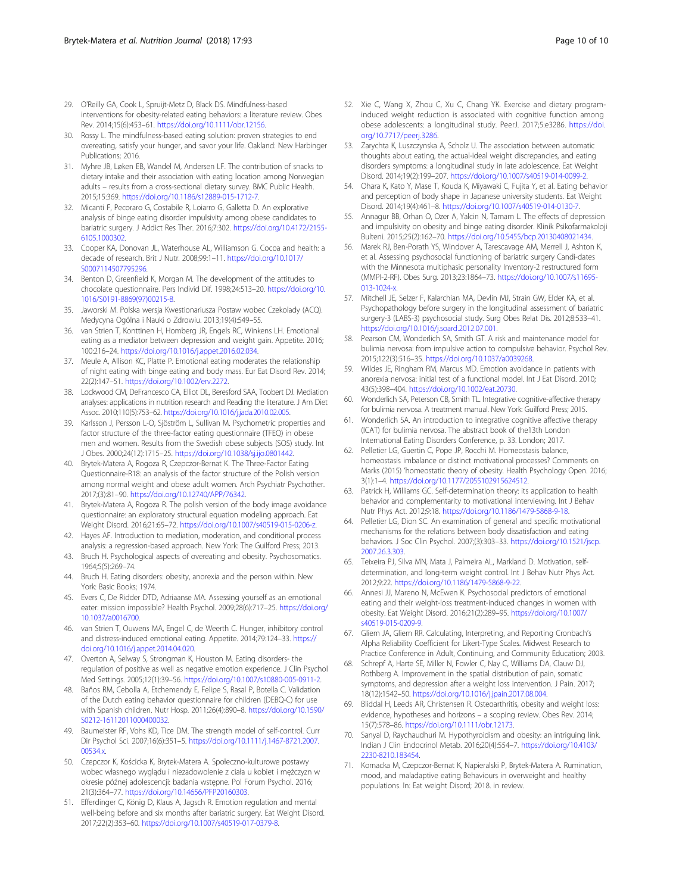29. O'Reilly GA, Cook L, Spruijt-Metz D, Black DS. Mindfulness-based interventions for obesity-related eating behaviors: a literature review. Obes Rev. 2014;15(6):453–61. https://doi.org/10.1111/obr.12156.
30. Rossy L. The mindfulness-based eating solution: proven strategies to end overeating, satisfy your hunger, and savor your life. Oakland: New Harbinger Publications; 2016.
31. Myhre JB, Løken EB, Wandel M, Andersen LF. The contribution of snacks to dietary intake and their association with eating location among Norwegian adults – results from a cross-sectional dietary survey. BMC Public Health. 2015;15:369. https://doi.org/10.1186/s12889-015-1712-7.
32. Micanti F, Pecoraro G, Costabile R, Loiarro G, Galletta D. An explorative analysis of binge eating disorder impulsivity among obese candidates to bariatric surgery. J Addict Res Ther. 2016;7:302. https://doi.org/10.4172/2155-6105.1000302.
33. Cooper KA, Donovan JL, Waterhouse AL, Williamson G. Cocoa and health: a decade of research. Brit J Nutr. 2008;99:1–11. https://doi.org/10.1017/S0007114507795296.
34. Benton D, Greenfield K, Morgan M. The development of the attitudes to chocolate questionnaire. Pers Individ Dif. 1998;24:513–20. https://doi.org/10.1016/S0191-8869(97)00215-8.
35. Jaworski M. Polska wersja Kwestionariusza Postaw wobec Czekolady (ACQ). Medycyna Ogólna i Nauki o Zdrowiu. 2013;19(4):549–55.
36. van Strien T, Konttinen H, Homberg JR, Engels RC, Winkens LH. Emotional eating as a mediator between depression and weight gain. Appetite. 2016;100:216–24. https://doi.org/10.1016/j.appet.2016.02.034.
37. Meule A, Allison KC, Platte P. Emotional eating moderates the relationship of night eating with binge eating and body mass. Eur Eat Disord Rev. 2014;22(2):147–51. https://doi.org/10.1002/erv.2272.
38. Lockwood CM, DeFrancesco CA, Elliot DL, Beresford SAA, Toobert DJ. Mediation analyses: applications in nutrition research and Reading the literature. J Am Diet Assoc. 2010;110(5):753–62. https://doi.org/10.1016/j.jada.2010.02.005.
39. Karlsson J, Persson L-O, Sjöström L, Sullivan M. Psychometric properties and factor structure of the three-factor eating questionnaire (TFEQ) in obese men and women. Results from the Swedish obese subjects (SOS) study. Int J Obes. 2000;24(12):1715–25. https://doi.org/10.1038/sj.ijo.0801442.
40. Brytek-Matera A, Rogoza R, Czepczor-Bernat K. The Three-Factor Eating Questionnaire-R18: an analysis of the factor structure of the Polish version among normal weight and obese adult women. Arch Psychiatr Psychother. 2017;(3):81–90. https://doi.org/10.12740/APP/76342.
41. Brytek-Matera A, Rogoza R. The polish version of the body image avoidance questionnaire: an exploratory structural equation modeling approach. Eat Weight Disord. 2016;21:65–72. https://doi.org/10.1007/s40519-015-0206-z.
42. Hayes AF. Introduction to mediation, moderation, and conditional process analysis: a regression-based approach. New York: The Guilford Press; 2013.
43. Bruch H. Psychological aspects of overeating and obesity. Psychosomatics. 1964;5(5):269–74.
44. Bruch H. Eating disorders: obesity, anorexia and the person within. New York: Basic Books; 1974.
45. Evers C, De Ridder DTD, Adriaanse MA. Assessing yourself as an emotional eater: mission impossible? Health Psychol. 2009;28(6):717–25. https://doi.org/10.1037/a0016700.
46. van Strien T, Ouwens MA, Engel C, de Weerth C. Hunger, inhibitory control and distress-induced emotional eating. Appetite. 2014;79:124–33. https://doi.org/10.1016/j.appet.2014.04.020.
47. Overton A, Selway S, Strongman K, Houston M. Eating disorders- the regulation of positive as well as negative emotion experience. J Clin Psychol Med Settings. 2005;12(1):39–56. https://doi.org/10.1007/s10880-005-0911-2.
48. Baños RM, Cebolla A, Etchemendy E, Felipe S, Rasal P, Botella C. Validation of the Dutch eating behavior questionnaire for children (DEBQ-C) for use with Spanish children. Nutr Hosp. 2011;26(4):890–8. https://doi.org/10.1590/S0212-16112011000400032.
49. Baumeister RF, Vohs KD, Tice DM. The strength model of self-control. Curr Dir Psychol Sci. 2007;16(6):351–5. https://doi.org/10.1111/j.1467-8721.2007.00534.x.
50. Czepczor K, Kościcka K, Brytek-Matera A. Społeczno-kulturowe postawy wobec własnego wyglądu i niezadowolenie z ciała u kobiet i mężczyzn w okresie późnej adolescencji: badania wstępne. Pol Forum Psychol. 2016;21(3):364–77. https://doi.org/10.14656/PFP20160303.
51. Efferdinger C, König D, Klaus A, Jagsch R. Emotion regulation and mental well-being before and six months after bariatric surgery. Eat Weight Disord. 2017;22(2):353–60. https://doi.org/10.1007/s40519-017-0379-8.
52. Xie C, Wang X, Zhou C, Xu C, Chang YK. Exercise and dietary program-induced weight reduction is associated with cognitive function among obese adolescents: a longitudinal study. PeerJ. 2017;5:e3286. https://doi.org/10.7717/peerj.3286.
53. Zarychta K, Luszczynska A, Scholz U. The association between automatic thoughts about eating, the actual-ideal weight discrepancies, and eating disorders symptoms: a longitudinal study in late adolescence. Eat Weight Disord. 2014;19(2):199–207. https://doi.org/10.1007/s40519-014-0099-2.
54. Ohara K, Kato Y, Mase T, Kouda K, Miyawaki C, Fujita Y, et al. Eating behavior and perception of body shape in Japanese university students. Eat Weight Disord. 2014;19(4):461–8. https://doi.org/10.1007/s40519-014-0130-7.
55. Annagur BB, Orhan O, Ozer A, Yalcin N, Tamam L. The effects of depression and impulsivity on obesity and binge eating disorder. Klinik Psikofarmakoloji Bulteni. 2015;25(2):162–70. https://doi.org/10.5455/bcp.20130408021434.
56. Marek RJ, Ben-Porath YS, Windover A, Tarescavage AM, Merrell J, Ashton K, et al. Assessing psychosocial functioning of bariatric surgery Candi-dates with the Minnesota multiphasic personality Inventory-2 restructured form (MMPI-2-RF). Obes Surg. 2013;23:1864–73. https://doi.org/10.1007/s11695-013-1024-x.
57. Mitchell JE, Selzer F, Kalarchian MA, Devlin MJ, Strain GW, Elder KA, et al. Psychopathology before surgery in the longitudinal assessment of bariatric surgery-3 (LABS-3) psychosocial study. Surg Obes Relat Dis. 2012;8:533–41. https://doi.org/10.1016/j.soard.2012.07.001.
58. Pearson CM, Wonderlich SA, Smith GT. A risk and maintenance model for bulimia nervosa: from impulsive action to compulsive behavior. Psychol Rev. 2015;122(3):516–35. https://doi.org/10.1037/a0039268.
59. Wildes JE, Ringham RM, Marcus MD. Emotion avoidance in patients with anorexia nervosa: initial test of a functional model. Int J Eat Disord. 2010;43(5):398–404. https://doi.org/10.1002/eat.20730.
60. Wonderlich SA, Peterson CB, Smith TL. Integrative cognitive-affective therapy for bulimia nervosa. A treatment manual. New York: Guilford Press; 2015.
61. Wonderlich SA. An introduction to integrative cognitive affective therapy (ICAT) for bulimia nervosa. The abstract book of the13th London International Eating Disorders Conference, p. 33. London; 2017.
62. Pelletier LG, Guertin C, Pope JP, Rocchi M. Homeostasis balance, homeostasis imbalance or distinct motivational processes? Comments on Marks (2015) 'homeostatic theory of obesity. Health Psychology Open. 2016;3(1):1–4. https://doi.org/10.1177/2055102915624512.
63. Patrick H, Williams GC. Self-determination theory: its application to health behavior and complementarity to motivational interviewing. Int J Behav Nutr Phys Act. 2012;9:18. https://doi.org/10.1186/1479-5868-9-18.
64. Pelletier LG, Dion SC. An examination of general and specific motivational mechanisms for the relations between body dissatisfaction and eating behaviors. J Soc Clin Psychol. 2007;(3):303–33. https://doi.org/10.1521/jscp.2007.26.3.303.
65. Teixeira PJ, Silva MN, Mata J, Palmeira AL, Markland D. Motivation, self-determination, and long-term weight control. Int J Behav Nutr Phys Act. 2012;9:22. https://doi.org/10.1186/1479-5868-9-22.
66. Annesi JJ, Mareno N, McEwen K. Psychosocial predictors of emotional eating and their weight-loss treatment-induced changes in women with obesity. Eat Weight Disord. 2016;21(2):289–95. https://doi.org/10.1007/s40519-015-0209-9.
67. Gliem JA, Gliem RR. Calculating, Interpreting, and Reporting Cronbach's Alpha Reliability Coefficient for Likert-Type Scales. Midwest Research to Practice Conference in Adult, Continuing, and Community Education; 2003.
68. Schrepf A, Harte SE, Miller N, Fowler C, Nay C, Williams DA, Clauw DJ, Rothberg A. Improvement in the spatial distribution of pain, somatic symptoms, and depression after a weight loss intervention. J Pain. 2017;18(12):1542–50. https://doi.org/10.1016/j.jpain.2017.08.004.
69. Bliddal H, Leeds AR, Christensen R. Osteoarthritis, obesity and weight loss: evidence, hypotheses and horizons – a scoping review. Obes Rev. 2014;15(7):578–86. https://doi.org/10.1111/obr.12173.
70. Sanyal D, Raychaudhuri M. Hypothyroidism and obesity: an intriguing link. Indian J Clin Endocrinol Metab. 2016;20(4):554–7. https://doi.org/10.4103/2230-8210.183454.
71. Kornacka M, Czepczor-Bernat K, Napieralski P, Brytek-Matera A. Rumination, mood, and maladaptive eating Behaviours in overweight and healthy populations. In: Eat weight Disord; 2018. in review.